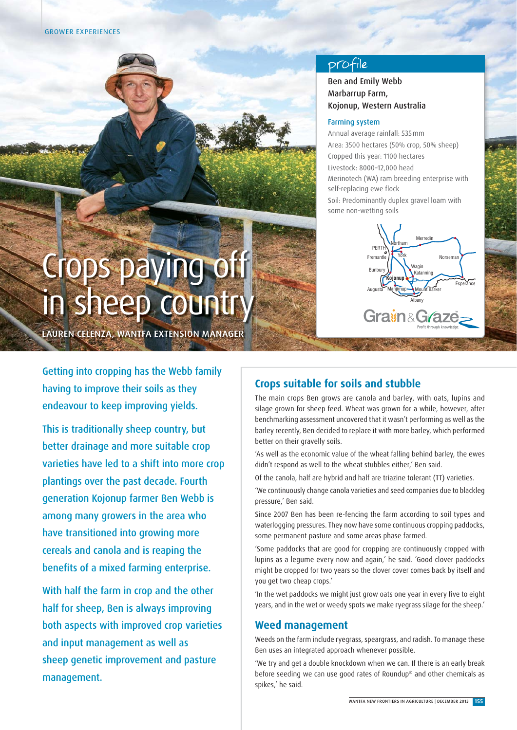GROWER EXPERIENCES

# Crops paying off in sheep country

LAUREN CELENZA, WANTFA EXTENSION MANAGER

## profile

Ben and Emily Webb
Marbarrup Farm,
Kojonup, Western Australia

### Farming system

Annual average rainfall: 535 mm
Area: 3500 hectares (50% crop, 50% sheep)
Cropped this year: 1100 hectares
Livestock: 8000–12,000 head
Merinotech (WA) ram breeding enterprise with self-replacing ewe flock
Soil: Predominantly duplex gravel loam with some non-wetting soils

Getting into cropping has the Webb family having to improve their soils as they endeavour to keep improving yields.

This is traditionally sheep country, but better drainage and more suitable crop varieties have led to a shift into more crop plantings over the past decade. Fourth generation Kojonup farmer Ben Webb is among many growers in the area who have transitioned into growing more cereals and canola and is reaping the benefits of a mixed farming enterprise.

With half the farm in crop and the other half for sheep, Ben is always improving both aspects with improved crop varieties and input management as well as sheep genetic improvement and pasture management.

## Crops suitable for soils and stubble

The main crops Ben grows are canola and barley, with oats, lupins and silage grown for sheep feed. Wheat was grown for a while, however, after benchmarking assessment uncovered that it wasn't performing as well as the barley recently, Ben decided to replace it with more barley, which performed better on their gravelly soils.

'As well as the economic value of the wheat falling behind barley, the ewes didn't respond as well to the wheat stubbles either,' Ben said.

Of the canola, half are hybrid and half are triazine tolerant (TT) varieties.

'We continuously change canola varieties and seed companies due to blackleg pressure,' Ben said.

Since 2007 Ben has been re-fencing the farm according to soil types and waterlogging pressures. They now have some continuous cropping paddocks, some permanent pasture and some areas phase farmed.

'Some paddocks that are good for cropping are continuously cropped with lupins as a legume every now and again,' he said. 'Good clover paddocks might be cropped for two years so the clover cover comes back by itself and you get two cheap crops.'

'In the wet paddocks we might just grow oats one year in every five to eight years, and in the wet or weedy spots we make ryegrass silage for the sheep.'

## Weed management

Weeds on the farm include ryegrass, speargrass, and radish. To manage these Ben uses an integrated approach whenever possible.

'We try and get a double knockdown when we can. If there is an early break before seeding we can use good rates of Roundup® and other chemicals as spikes,' he said.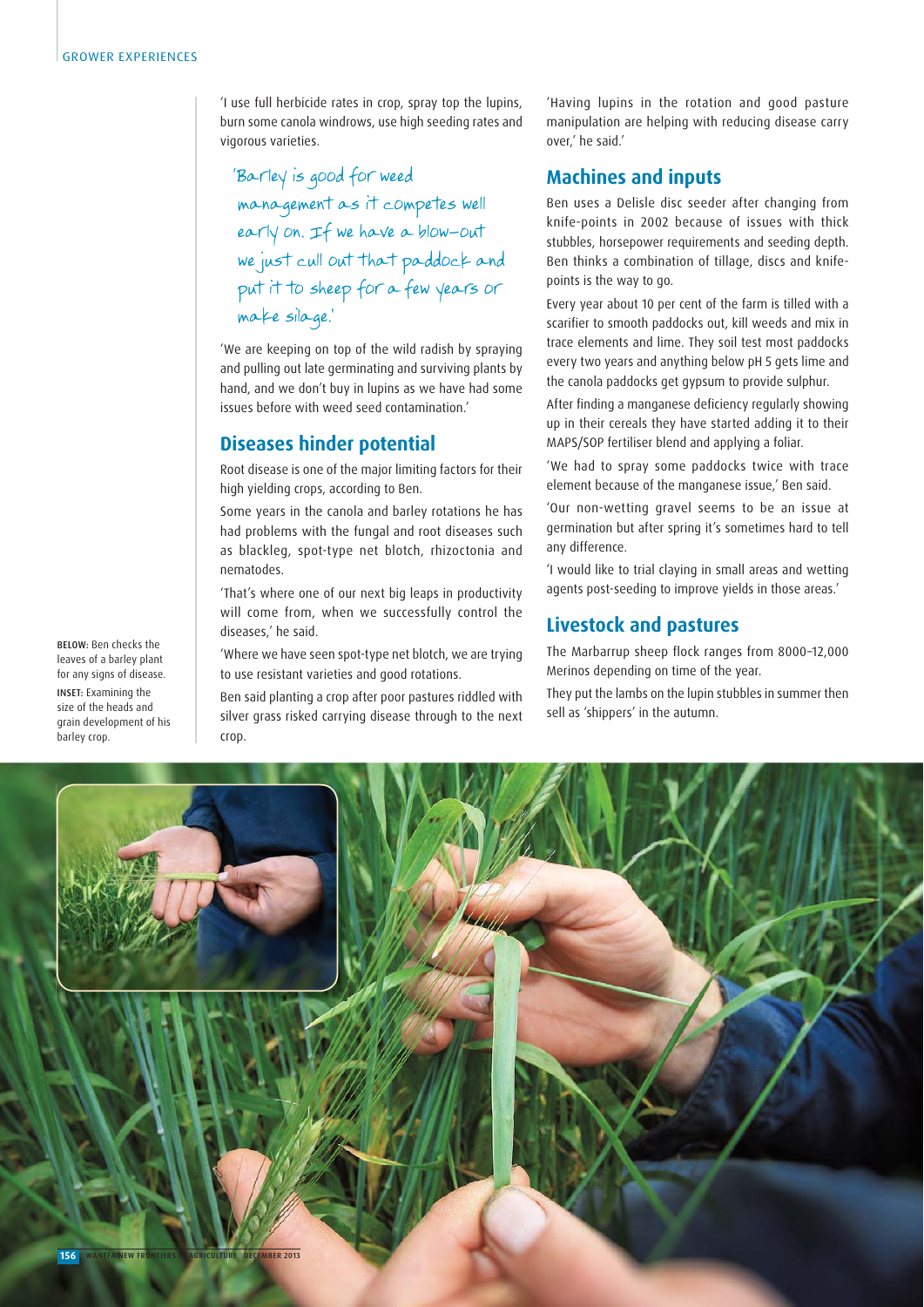'I use full herbicide rates in crop, spray top the lupins, burn some canola windrows, use high seeding rates and vigorous varieties.

*'Barley is good for weed management as it competes well early on. If we have a blow-out we just cull out that paddock and put it to sheep for a few years or make silage.'*

'We are keeping on top of the wild radish by spraying and pulling out late germinating and surviving plants by hand, and we don't buy in lupins as we have had some issues before with weed seed contamination.'

## Diseases hinder potential

Root disease is one of the major limiting factors for their high yielding crops, according to Ben.

Some years in the canola and barley rotations he has had problems with the fungal and root diseases such as blackleg, spot-type net blotch, rhizoctonia and nematodes.

'That's where one of our next big leaps in productivity will come from, when we successfully control the diseases,' he said.

'Where we have seen spot-type net blotch, we are trying to use resistant varieties and good rotations.

Ben said planting a crop after poor pastures riddled with silver grass risked carrying disease through to the next crop.

'Having lupins in the rotation and good pasture manipulation are helping with reducing disease carry over,' he said.'

## Machines and inputs

Ben uses a Delisle disc seeder after changing from knife-points in 2002 because of issues with thick stubbles, horsepower requirements and seeding depth. Ben thinks a combination of tillage, discs and knife-points is the way to go.

Every year about 10 per cent of the farm is tilled with a scarifier to smooth paddocks out, kill weeds and mix in trace elements and lime. They soil test most paddocks every two years and anything below pH 5 gets lime and the canola paddocks get gypsum to provide sulphur.

After finding a manganese deficiency regularly showing up in their cereals they have started adding it to their MAPS/SOP fertiliser blend and applying a foliar.

'We had to spray some paddocks twice with trace element because of the manganese issue,' Ben said.

'Our non-wetting gravel seems to be an issue at germination but after spring it's sometimes hard to tell any difference.

'I would like to trial claying in small areas and wetting agents post-seeding to improve yields in those areas.'

## Livestock and pastures

The Marbarrup sheep flock ranges from 8000–12,000 Merinos depending on time of the year.

They put the lambs on the lupin stubbles in summer then sell as 'shippers' in the autumn.

BELOW: Ben checks the leaves of a barley plant for any signs of disease.

INSET: Examining the size of the heads and grain development of his barley crop.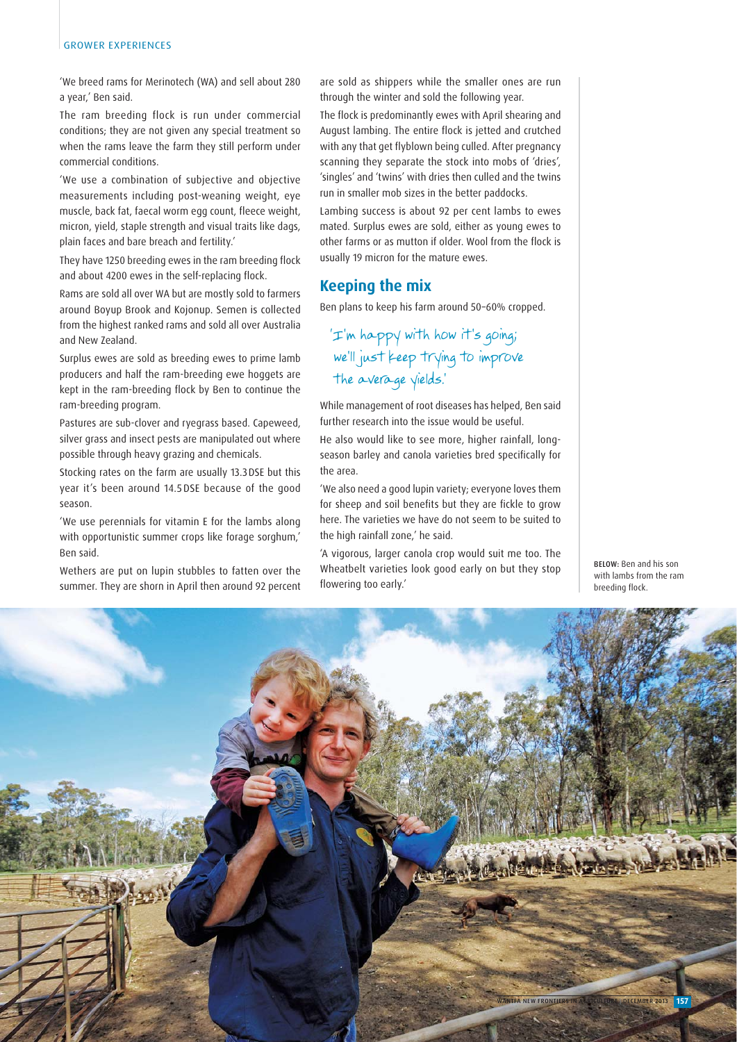'We breed rams for Merinotech (WA) and sell about 280 a year,' Ben said.

The ram breeding flock is run under commercial conditions; they are not given any special treatment so when the rams leave the farm they still perform under commercial conditions.

'We use a combination of subjective and objective measurements including post-weaning weight, eye muscle, back fat, faecal worm egg count, fleece weight, micron, yield, staple strength and visual traits like dags, plain faces and bare breach and fertility.'

They have 1250 breeding ewes in the ram breeding flock and about 4200 ewes in the self-replacing flock.

Rams are sold all over WA but are mostly sold to farmers around Boyup Brook and Kojonup. Semen is collected from the highest ranked rams and sold all over Australia and New Zealand.

Surplus ewes are sold as breeding ewes to prime lamb producers and half the ram-breeding ewe hoggets are kept in the ram-breeding flock by Ben to continue the ram-breeding program.

Pastures are sub-clover and ryegrass based. Capeweed, silver grass and insect pests are manipulated out where possible through heavy grazing and chemicals.

Stocking rates on the farm are usually 13.3 DSE but this year it's been around 14.5 DSE because of the good season.

'We use perennials for vitamin E for the lambs along with opportunistic summer crops like forage sorghum,' Ben said.

Wethers are put on lupin stubbles to fatten over the summer. They are shorn in April then around 92 percent are sold as shippers while the smaller ones are run through the winter and sold the following year.

The flock is predominantly ewes with April shearing and August lambing. The entire flock is jetted and crutched with any that get flyblown being culled. After pregnancy scanning they separate the stock into mobs of 'dries', 'singles' and 'twins' with dries then culled and the twins run in smaller mob sizes in the better paddocks.

Lambing success is about 92 per cent lambs to ewes mated. Surplus ewes are sold, either as young ewes to other farms or as mutton if older. Wool from the flock is usually 19 micron for the mature ewes.

## Keeping the mix

Ben plans to keep his farm around 50–60% cropped.

'I'm happy with how it's going; we'll just keep trying to improve the average yields.'

While management of root diseases has helped, Ben said further research into the issue would be useful.

He also would like to see more, higher rainfall, long-season barley and canola varieties bred specifically for the area.

'We also need a good lupin variety; everyone loves them for sheep and soil benefits but they are fickle to grow here. The varieties we have do not seem to be suited to the high rainfall zone,' he said.

'A vigorous, larger canola crop would suit me too. The Wheatbelt varieties look good early on but they stop flowering too early.'

BELOW: Ben and his son with lambs from the ram breeding flock.